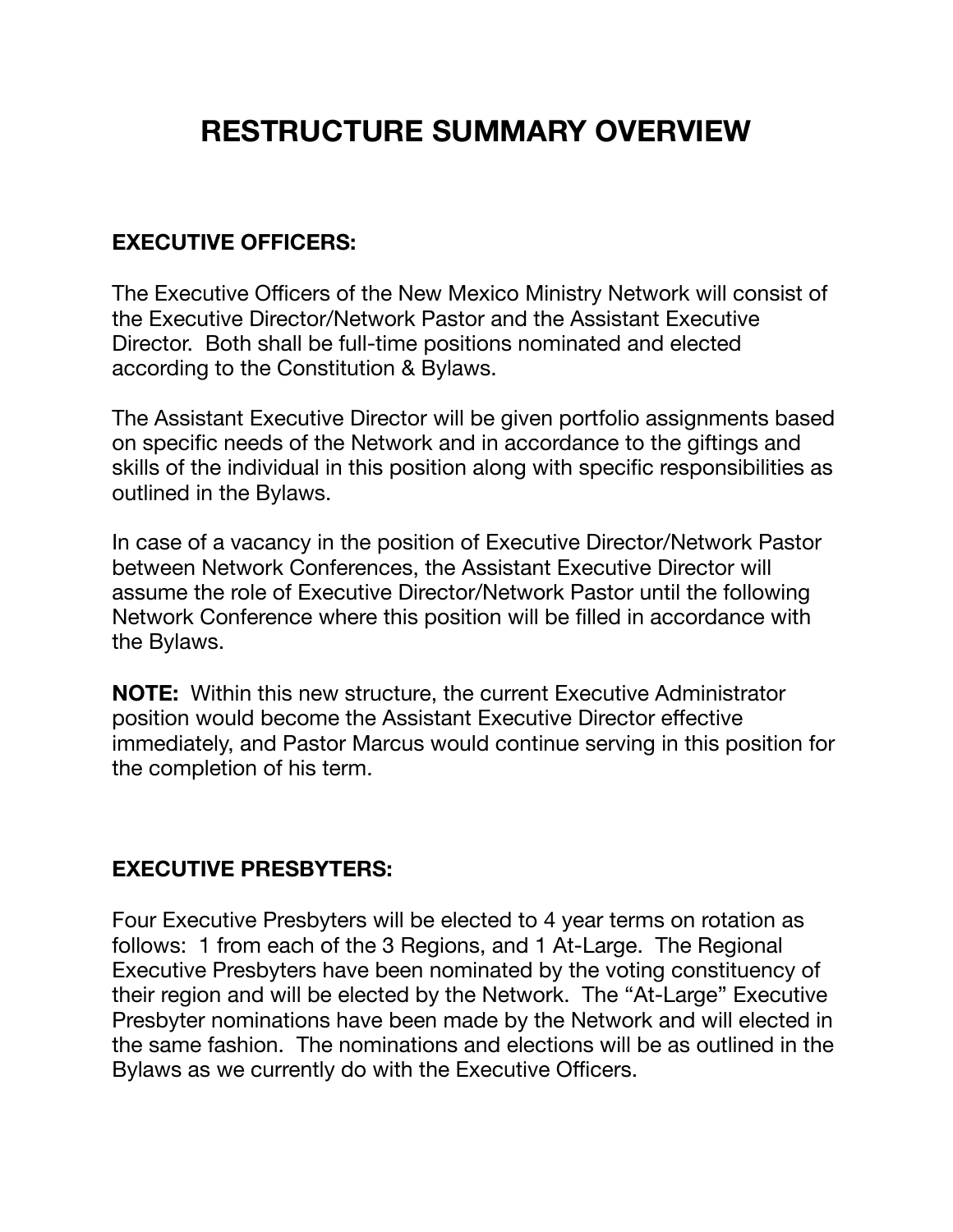# RESTRUCTURE SUMMARY OVERVIEW

**EXECUTIVE OFFICERS:**

The Executive Officers of the New Mexico Ministry Network will consist of the Executive Director/Network Pastor and the Assistant Executive Director. Both shall be full-time positions nominated and elected according to the Constitution & Bylaws.

The Assistant Executive Director will be given portfolio assignments based on specific needs of the Network and in accordance to the giftings and skills of the individual in this position along with specific responsibilities as outlined in the Bylaws.

In case of a vacancy in the position of Executive Director/Network Pastor between Network Conferences, the Assistant Executive Director will assume the role of Executive Director/Network Pastor until the following Network Conference where this position will be filled in accordance with the Bylaws.

**NOTE:** Within this new structure, the current Executive Administrator position would become the Assistant Executive Director effective immediately, and Pastor Marcus would continue serving in this position for the completion of his term.

**EXECUTIVE PRESBYTERS:**

Four Executive Presbyters will be elected to 4 year terms on rotation as follows: 1 from each of the 3 Regions, and 1 At-Large. The Regional Executive Presbyters have been nominated by the voting constituency of their region and will be elected by the Network. The "At-Large" Executive Presbyter nominations have been made by the Network and will elected in the same fashion. The nominations and elections will be as outlined in the Bylaws as we currently do with the Executive Officers.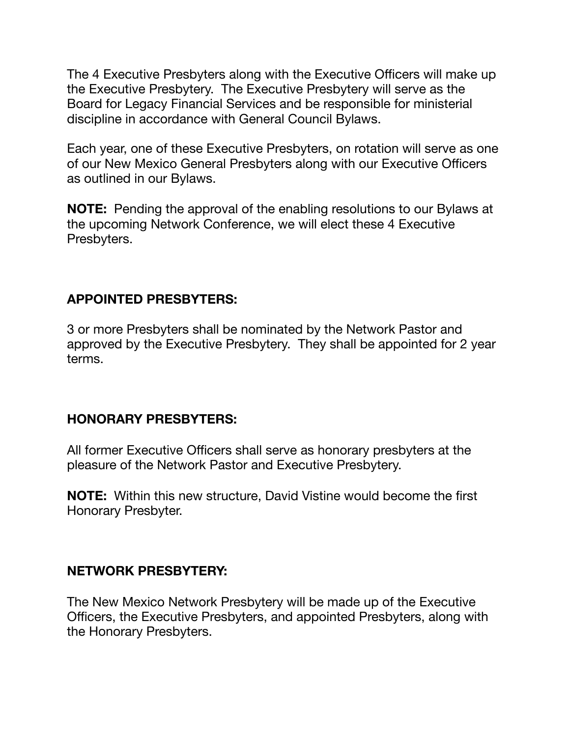The 4 Executive Presbyters along with the Executive Officers will make up the Executive Presbytery. The Executive Presbytery will serve as the Board for Legacy Financial Services and be responsible for ministerial discipline in accordance with General Council Bylaws.

Each year, one of these Executive Presbyters, on rotation will serve as one of our New Mexico General Presbyters along with our Executive Officers as outlined in our Bylaws.

**NOTE:** Pending the approval of the enabling resolutions to our Bylaws at the upcoming Network Conference, we will elect these 4 Executive Presbyters.

**APPOINTED PRESBYTERS:**

3 or more Presbyters shall be nominated by the Network Pastor and approved by the Executive Presbytery. They shall be appointed for 2 year terms.

**HONORARY PRESBYTERS:**

All former Executive Officers shall serve as honorary presbyters at the pleasure of the Network Pastor and Executive Presbytery.

**NOTE:** Within this new structure, David Vistine would become the first Honorary Presbyter.

**NETWORK PRESBYTERY:**

The New Mexico Network Presbytery will be made up of the Executive Officers, the Executive Presbyters, and appointed Presbyters, along with the Honorary Presbyters.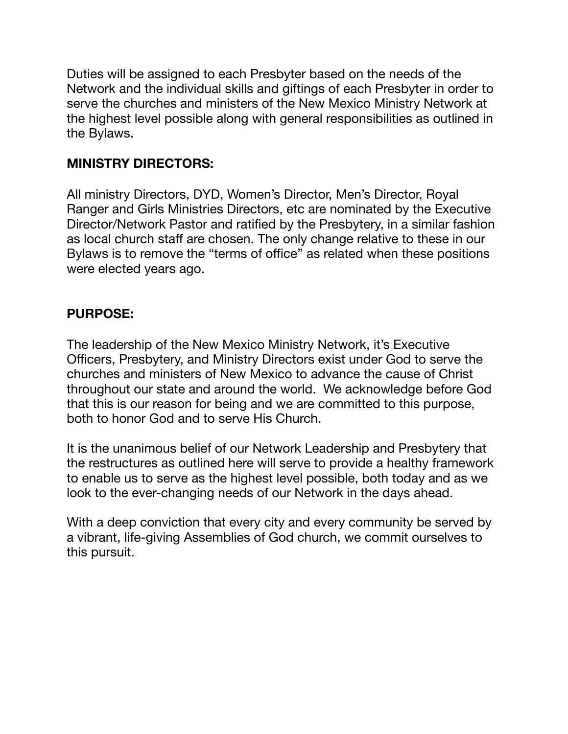Duties will be assigned to each Presbyter based on the needs of the Network and the individual skills and giftings of each Presbyter in order to serve the churches and ministers of the New Mexico Ministry Network at the highest level possible along with general responsibilities as outlined in the Bylaws.

**MINISTRY DIRECTORS:**

All ministry Directors, DYD, Women's Director, Men's Director, Royal Ranger and Girls Ministries Directors, etc are nominated by the Executive Director/Network Pastor and ratified by the Presbytery, in a similar fashion as local church staff are chosen. The only change relative to these in our Bylaws is to remove the "terms of office" as related when these positions were elected years ago.

**PURPOSE:**

The leadership of the New Mexico Ministry Network, it's Executive Officers, Presbytery, and Ministry Directors exist under God to serve the churches and ministers of New Mexico to advance the cause of Christ throughout our state and around the world. We acknowledge before God that this is our reason for being and we are committed to this purpose, both to honor God and to serve His Church.

It is the unanimous belief of our Network Leadership and Presbytery that the restructures as outlined here will serve to provide a healthy framework to enable us to serve as the highest level possible, both today and as we look to the ever-changing needs of our Network in the days ahead.

With a deep conviction that every city and every community be served by a vibrant, life-giving Assemblies of God church, we commit ourselves to this pursuit.